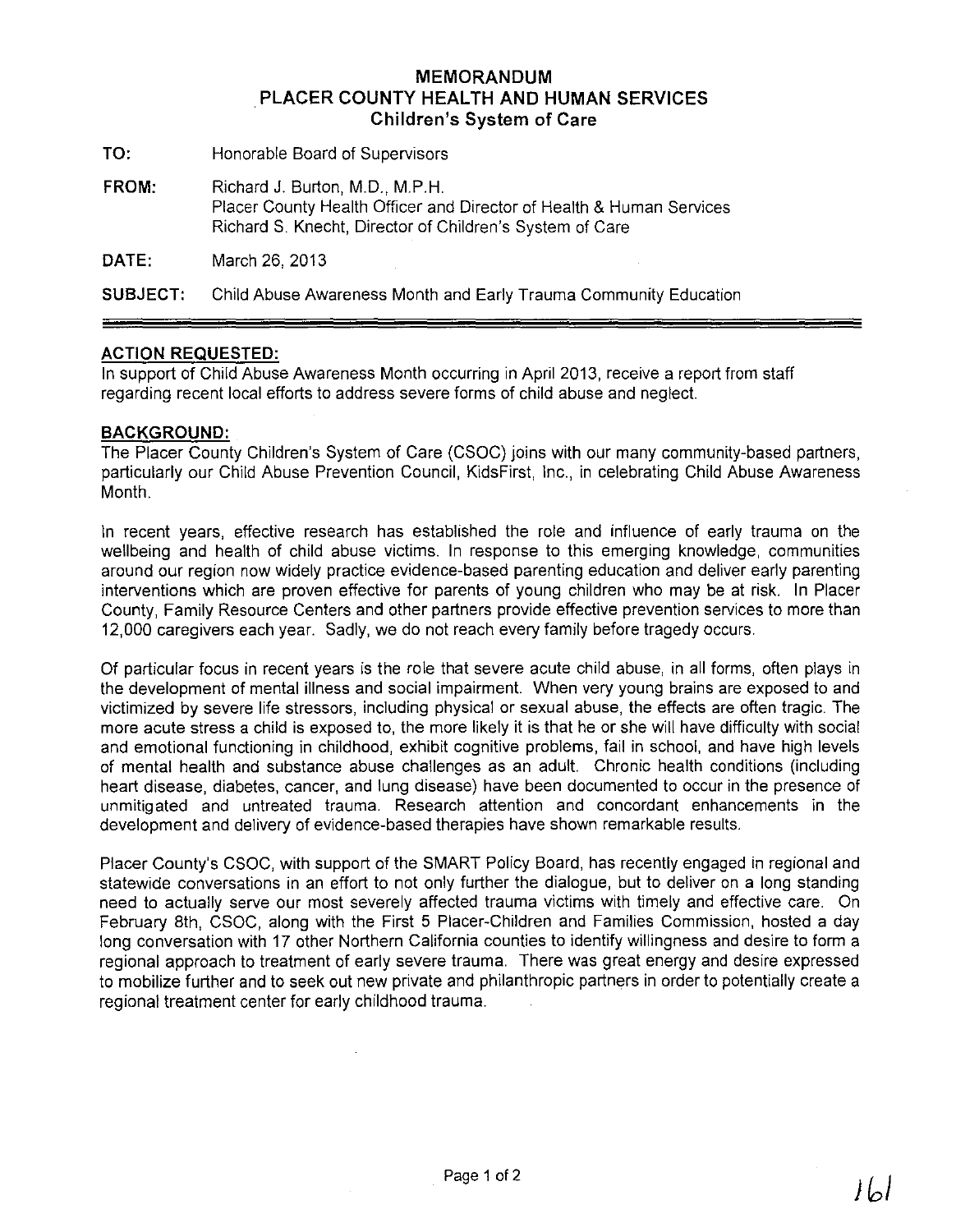# MEMORANDUM
## PLACER COUNTY HEALTH AND HUMAN SERVICES
### Children's System of Care

**TO:** Honorable Board of Supervisors

**FROM:** Richard J. Burton, M.D., M.P.H.
Placer County Health Officer and Director of Health & Human Services
Richard S. Knecht, Director of Children's System of Care

**DATE:** March 26, 2013

**SUBJECT:** Child Abuse Awareness Month and Early Trauma Community Education

---

**ACTION REQUESTED:**

In support of Child Abuse Awareness Month occurring in April 2013, receive a report from staff regarding recent local efforts to address severe forms of child abuse and neglect.

**BACKGROUND:**

The Placer County Children's System of Care (CSOC) joins with our many community-based partners, particularly our Child Abuse Prevention Council, KidsFirst, Inc., in celebrating Child Abuse Awareness Month.

In recent years, effective research has established the role and influence of early trauma on the wellbeing and health of child abuse victims. In response to this emerging knowledge, communities around our region now widely practice evidence-based parenting education and deliver early parenting interventions which are proven effective for parents of young children who may be at risk. In Placer County, Family Resource Centers and other partners provide effective prevention services to more than 12,000 caregivers each year. Sadly, we do not reach every family before tragedy occurs.

Of particular focus in recent years is the role that severe acute child abuse, in all forms, often plays in the development of mental illness and social impairment. When very young brains are exposed to and victimized by severe life stressors, including physical or sexual abuse, the effects are often tragic. The more acute stress a child is exposed to, the more likely it is that he or she will have difficulty with social and emotional functioning in childhood, exhibit cognitive problems, fail in school, and have high levels of mental health and substance abuse challenges as an adult. Chronic health conditions (including heart disease, diabetes, cancer, and lung disease) have been documented to occur in the presence of unmitigated and untreated trauma. Research attention and concordant enhancements in the development and delivery of evidence-based therapies have shown remarkable results.

Placer County's CSOC, with support of the SMART Policy Board, has recently engaged in regional and statewide conversations in an effort to not only further the dialogue, but to deliver on a long standing need to actually serve our most severely affected trauma victims with timely and effective care. On February 8th, CSOC, along with the First 5 Placer-Children and Families Commission, hosted a day long conversation with 17 other Northern California counties to identify willingness and desire to form a regional approach to treatment of early severe trauma. There was great energy and desire expressed to mobilize further and to seek out new private and philanthropic partners in order to potentially create a regional treatment center for early childhood trauma.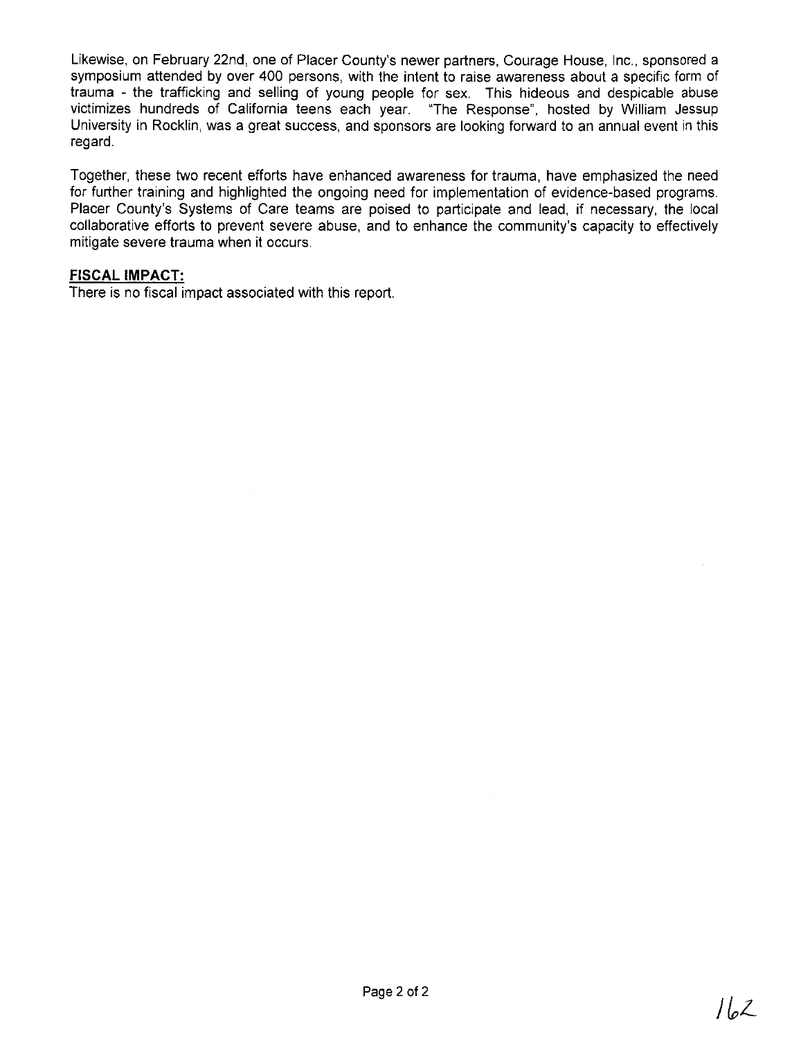Likewise, on February 22nd, one of Placer County's newer partners, Courage House, Inc., sponsored a symposium attended by over 400 persons, with the intent to raise awareness about a specific form of trauma - the trafficking and selling of young people for sex. This hideous and despicable abuse victimizes hundreds of California teens each year. "The Response", hosted by William Jessup University in Rocklin, was a great success, and sponsors are looking forward to an annual event in this regard.

Together, these two recent efforts have enhanced awareness for trauma, have emphasized the need for further training and highlighted the ongoing need for implementation of evidence-based programs. Placer County's Systems of Care teams are poised to participate and lead, if necessary, the local collaborative efforts to prevent severe abuse, and to enhance the community's capacity to effectively mitigate severe trauma when it occurs.

**FISCAL IMPACT:**

There is no fiscal impact associated with this report.